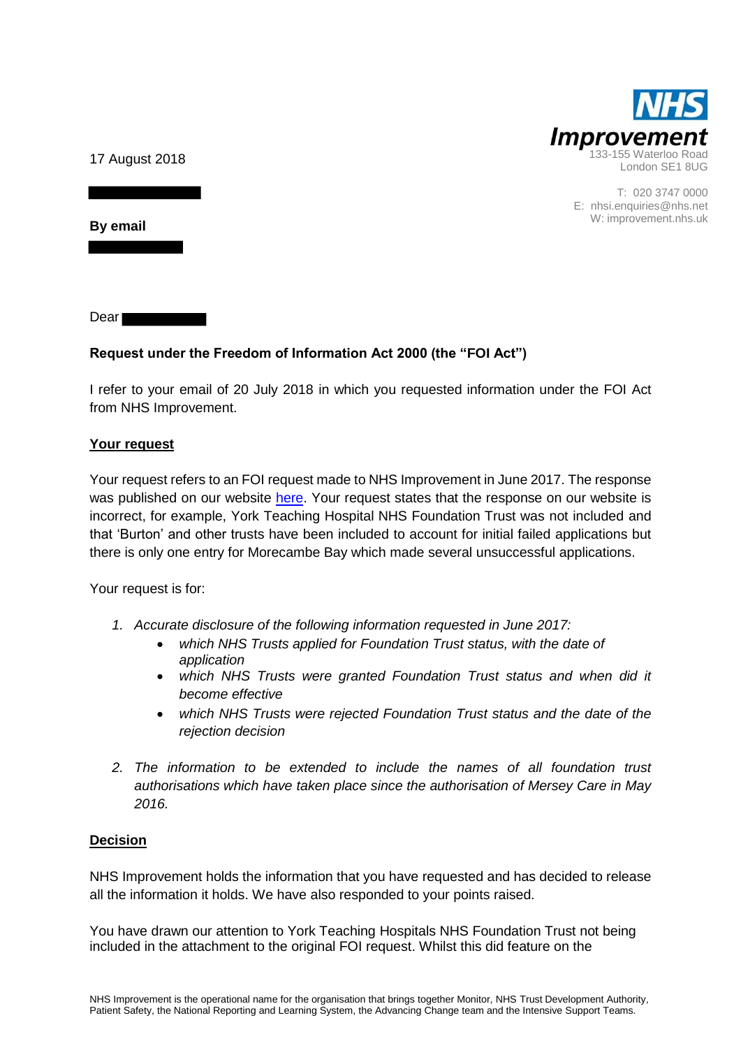NHS Improvement
133-155 Waterloo Road
London SE1 8UG

T: 020 3747 0000
E: nhsi.enquiries@nhs.net
W: improvement.nhs.uk

17 August 2018

**By email**

Dear

**Request under the Freedom of Information Act 2000 (the "FOI Act")**

I refer to your email of 20 July 2018 in which you requested information under the FOI Act from NHS Improvement.

**<u>Your request</u>**

Your request refers to an FOI request made to NHS Improvement in June 2017. The response was published on our website here. Your request states that the response on our website is incorrect, for example, York Teaching Hospital NHS Foundation Trust was not included and that 'Burton' and other trusts have been included to account for initial failed applications but there is only one entry for Morecambe Bay which made several unsuccessful applications.

Your request is for:

1. *Accurate disclosure of the following information requested in June 2017:*
    - *which NHS Trusts applied for Foundation Trust status, with the date of application*
    - *which NHS Trusts were granted Foundation Trust status and when did it become effective*
    - *which NHS Trusts were rejected Foundation Trust status and the date of the rejection decision*
2. *The information to be extended to include the names of all foundation trust authorisations which have taken place since the authorisation of Mersey Care in May 2016.*

**<u>Decision</u>**

NHS Improvement holds the information that you have requested and has decided to release all the information it holds. We have also responded to your points raised.

You have drawn our attention to York Teaching Hospitals NHS Foundation Trust not being included in the attachment to the original FOI request. Whilst this did feature on the

NHS Improvement is the operational name for the organisation that brings together Monitor, NHS Trust Development Authority, Patient Safety, the National Reporting and Learning System, the Advancing Change team and the Intensive Support Teams.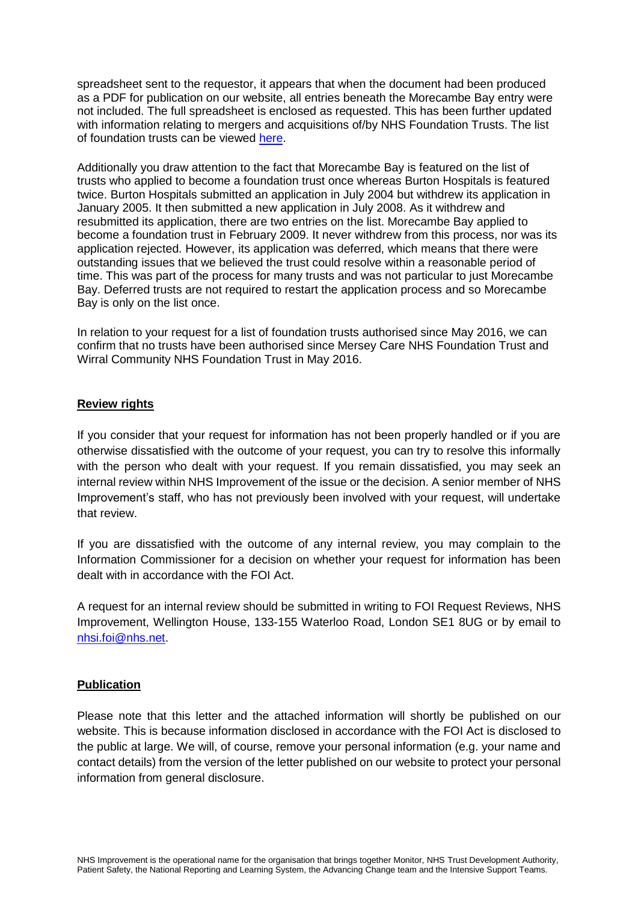spreadsheet sent to the requestor, it appears that when the document had been produced as a PDF for publication on our website, all entries beneath the Morecambe Bay entry were not included. The full spreadsheet is enclosed as requested. This has been further updated with information relating to mergers and acquisitions of/by NHS Foundation Trusts. The list of foundation trusts can be viewed here.

Additionally you draw attention to the fact that Morecambe Bay is featured on the list of trusts who applied to become a foundation trust once whereas Burton Hospitals is featured twice. Burton Hospitals submitted an application in July 2004 but withdrew its application in January 2005. It then submitted a new application in July 2008. As it withdrew and resubmitted its application, there are two entries on the list. Morecambe Bay applied to become a foundation trust in February 2009. It never withdrew from this process, nor was its application rejected. However, its application was deferred, which means that there were outstanding issues that we believed the trust could resolve within a reasonable period of time. This was part of the process for many trusts and was not particular to just Morecambe Bay. Deferred trusts are not required to restart the application process and so Morecambe Bay is only on the list once.

In relation to your request for a list of foundation trusts authorised since May 2016, we can confirm that no trusts have been authorised since Mersey Care NHS Foundation Trust and Wirral Community NHS Foundation Trust in May 2016.

## Review rights

If you consider that your request for information has not been properly handled or if you are otherwise dissatisfied with the outcome of your request, you can try to resolve this informally with the person who dealt with your request. If you remain dissatisfied, you may seek an internal review within NHS Improvement of the issue or the decision. A senior member of NHS Improvement's staff, who has not previously been involved with your request, will undertake that review.

If you are dissatisfied with the outcome of any internal review, you may complain to the Information Commissioner for a decision on whether your request for information has been dealt with in accordance with the FOI Act.

A request for an internal review should be submitted in writing to FOI Request Reviews, NHS Improvement, Wellington House, 133-155 Waterloo Road, London SE1 8UG or by email to nhsi.foi@nhs.net.

## Publication

Please note that this letter and the attached information will shortly be published on our website. This is because information disclosed in accordance with the FOI Act is disclosed to the public at large. We will, of course, remove your personal information (e.g. your name and contact details) from the version of the letter published on our website to protect your personal information from general disclosure.

NHS Improvement is the operational name for the organisation that brings together Monitor, NHS Trust Development Authority, Patient Safety, the National Reporting and Learning System, the Advancing Change team and the Intensive Support Teams.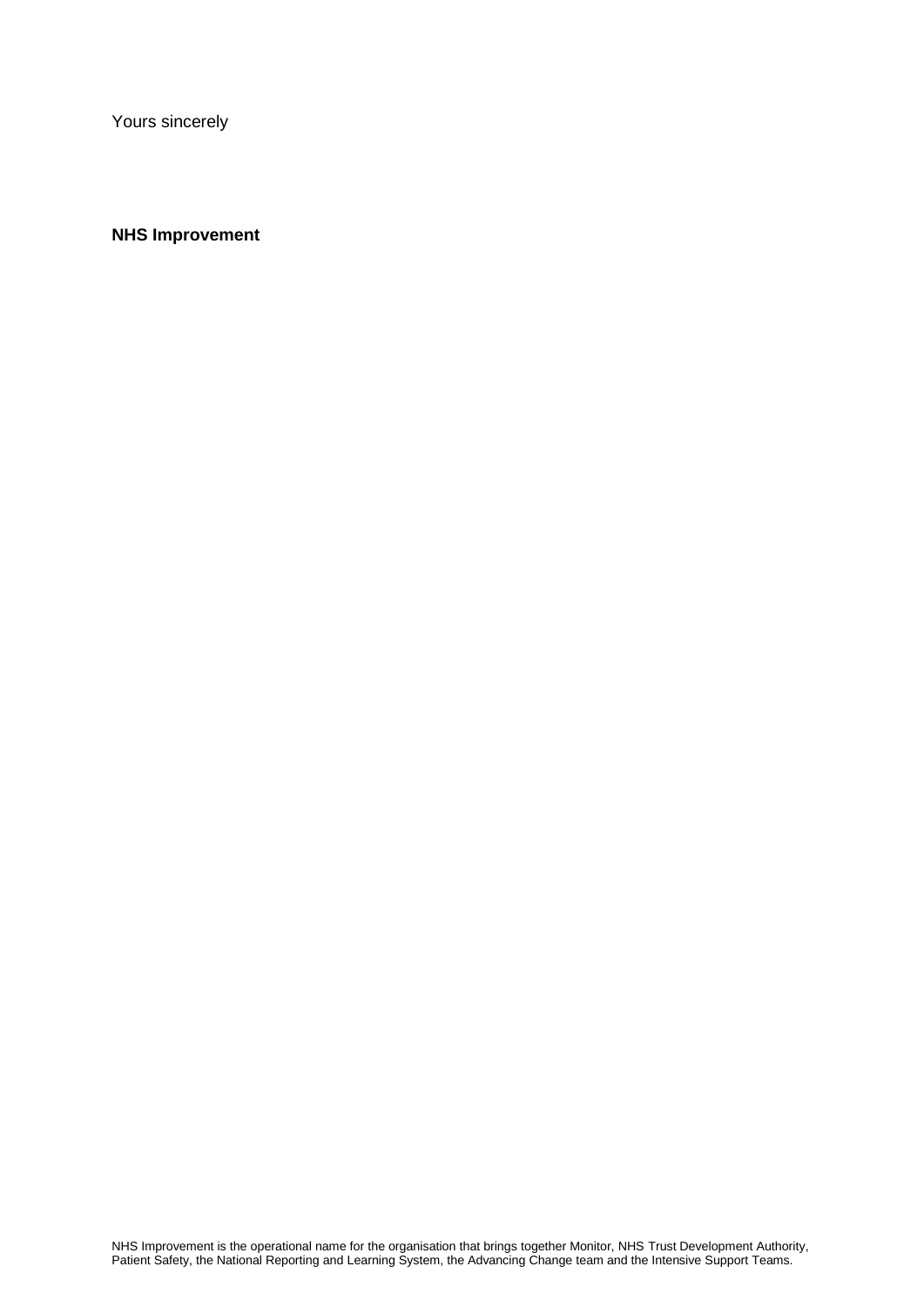Yours sincerely

**NHS Improvement**

NHS Improvement is the operational name for the organisation that brings together Monitor, NHS Trust Development Authority, Patient Safety, the National Reporting and Learning System, the Advancing Change team and the Intensive Support Teams.